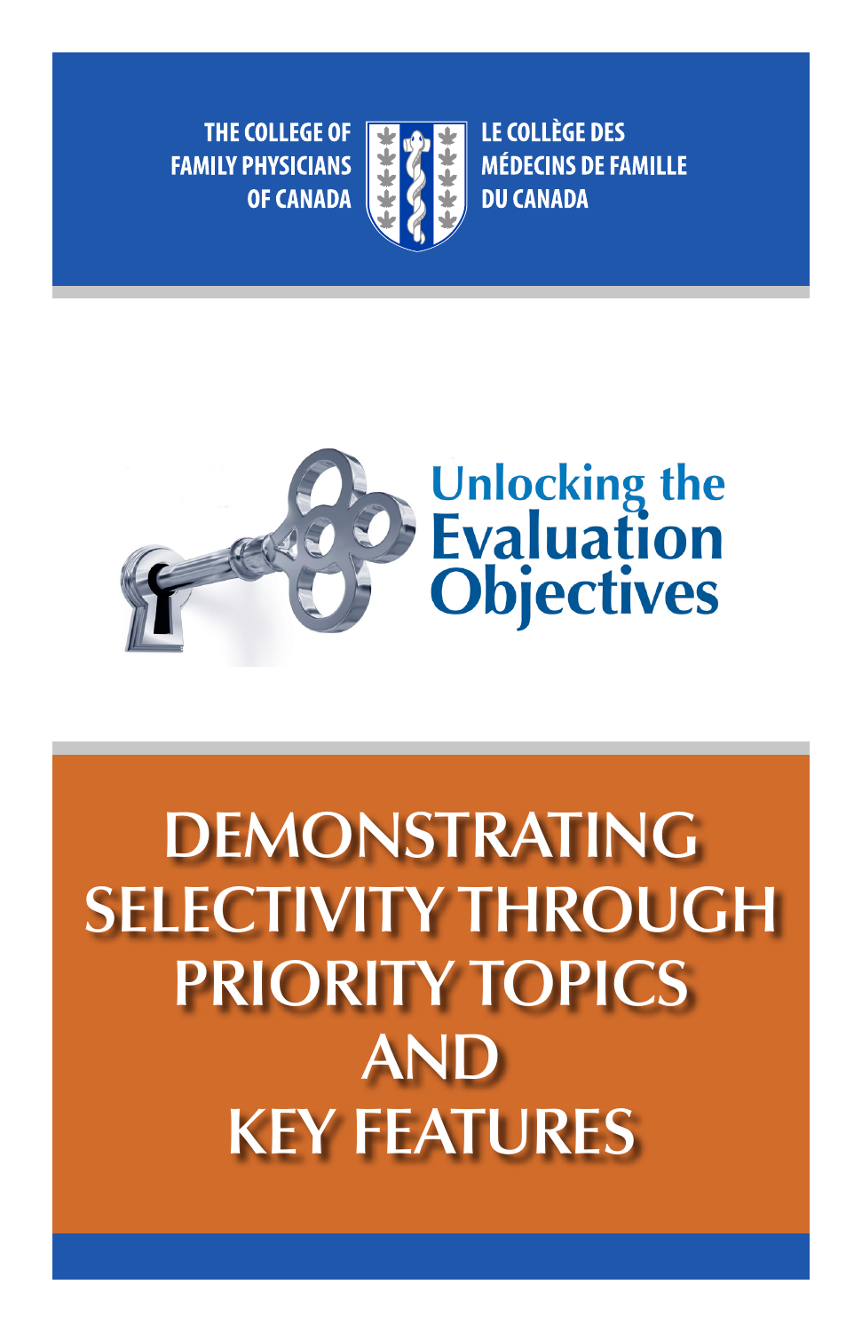THE COLLEGE OF FAMILY PHYSICIANS OF CANADA

LE COLLÈGE DES MÉDECINS DE FAMILLE DU CANADA

# Unlocking the Evaluation Objectives

# DEMONSTRATING SELECTIVITY THROUGH PRIORITY TOPICS AND KEY FEATURES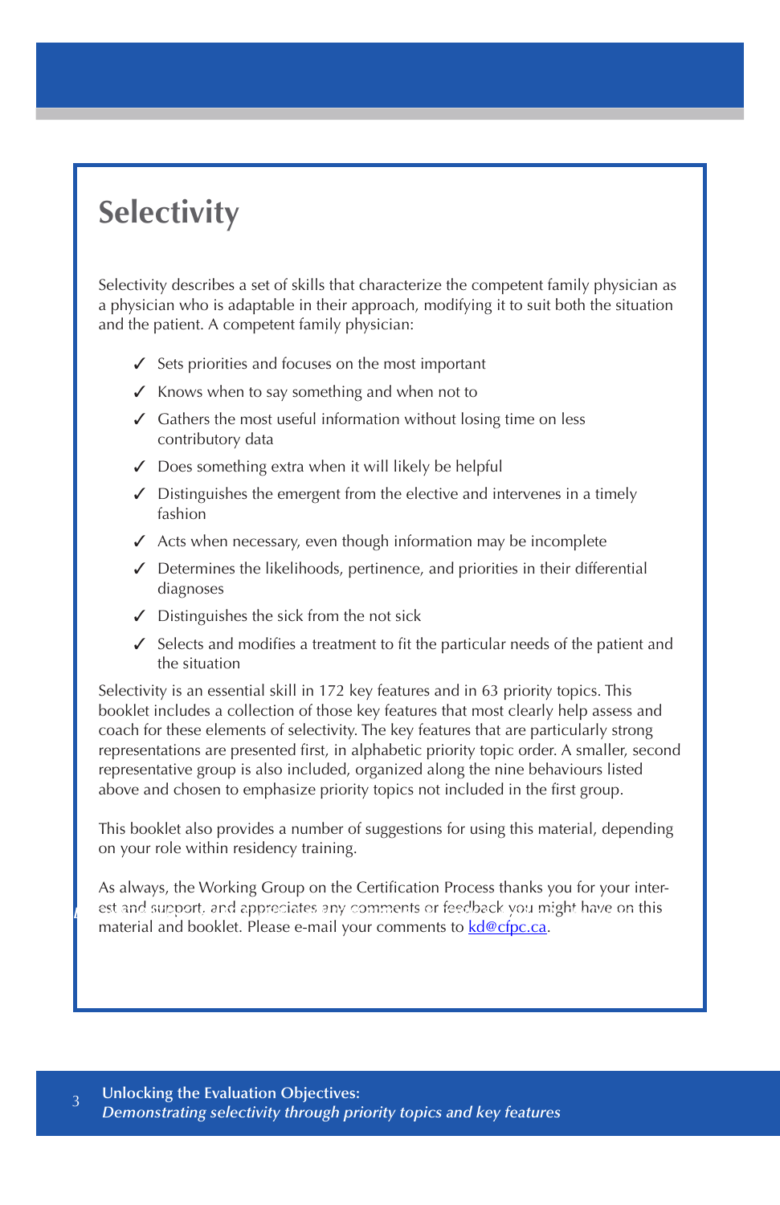# Selectivity

Selectivity describes a set of skills that characterize the competent family physician as a physician who is adaptable in their approach, modifying it to suit both the situation and the patient. A competent family physician:

- ✓ Sets priorities and focuses on the most important
- ✓ Knows when to say something and when not to
- ✓ Gathers the most useful information without losing time on less contributory data
- ✓ Does something extra when it will likely be helpful
- ✓ Distinguishes the emergent from the elective and intervenes in a timely fashion
- ✓ Acts when necessary, even though information may be incomplete
- ✓ Determines the likelihoods, pertinence, and priorities in their differential diagnoses
- ✓ Distinguishes the sick from the not sick
- ✓ Selects and modifies a treatment to fit the particular needs of the patient and the situation

Selectivity is an essential skill in 172 key features and in 63 priority topics. This booklet includes a collection of those key features that most clearly help assess and coach for these elements of selectivity. The key features that are particularly strong representations are presented first, in alphabetic priority topic order. A smaller, second representative group is also included, organized along the nine behaviours listed above and chosen to emphasize priority topics not included in the first group.

This booklet also provides a number of suggestions for using this material, depending on your role within residency training.

As always, the Working Group on the Certification Process thanks you for your interest and support, and appreciates any comments or feedback you might have on this material and booklet. Please e-mail your comments to kd@cfpc.ca.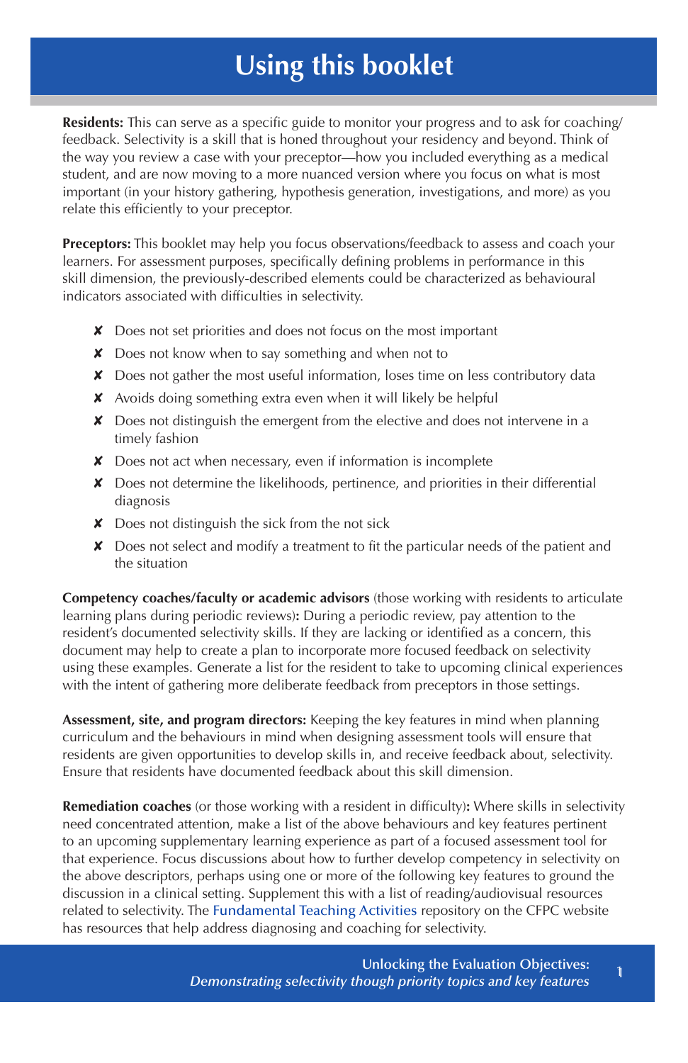# Using this booklet

**Residents:** This can serve as a specific guide to monitor your progress and to ask for coaching/feedback. Selectivity is a skill that is honed throughout your residency and beyond. Think of the way you review a case with your preceptor—how you included everything as a medical student, and are now moving to a more nuanced version where you focus on what is most important (in your history gathering, hypothesis generation, investigations, and more) as you relate this efficiently to your preceptor.

**Preceptors:** This booklet may help you focus observations/feedback to assess and coach your learners. For assessment purposes, specifically defining problems in performance in this skill dimension, the previously-described elements could be characterized as behavioural indicators associated with difficulties in selectivity.

- ✘ Does not set priorities and does not focus on the most important
- ✘ Does not know when to say something and when not to
- ✘ Does not gather the most useful information, loses time on less contributory data
- ✘ Avoids doing something extra even when it will likely be helpful
- ✘ Does not distinguish the emergent from the elective and does not intervene in a timely fashion
- ✘ Does not act when necessary, even if information is incomplete
- ✘ Does not determine the likelihoods, pertinence, and priorities in their differential diagnosis
- ✘ Does not distinguish the sick from the not sick
- ✘ Does not select and modify a treatment to fit the particular needs of the patient and the situation

**Competency coaches/faculty or academic advisors** (those working with residents to articulate learning plans during periodic reviews)**:** During a periodic review, pay attention to the resident's documented selectivity skills. If they are lacking or identified as a concern, this document may help to create a plan to incorporate more focused feedback on selectivity using these examples. Generate a list for the resident to take to upcoming clinical experiences with the intent of gathering more deliberate feedback from preceptors in those settings.

**Assessment, site, and program directors:** Keeping the key features in mind when planning curriculum and the behaviours in mind when designing assessment tools will ensure that residents are given opportunities to develop skills in, and receive feedback about, selectivity. Ensure that residents have documented feedback about this skill dimension.

**Remediation coaches** (or those working with a resident in difficulty)**:** Where skills in selectivity need concentrated attention, make a list of the above behaviours and key features pertinent to an upcoming supplementary learning experience as part of a focused assessment tool for that experience. Focus discussions about how to further develop competency in selectivity on the above descriptors, perhaps using one or more of the following key features to ground the discussion in a clinical setting. Supplement this with a list of reading/audiovisual resources related to selectivity. The Fundamental Teaching Activities repository on the CFPC website has resources that help address diagnosing and coaching for selectivity.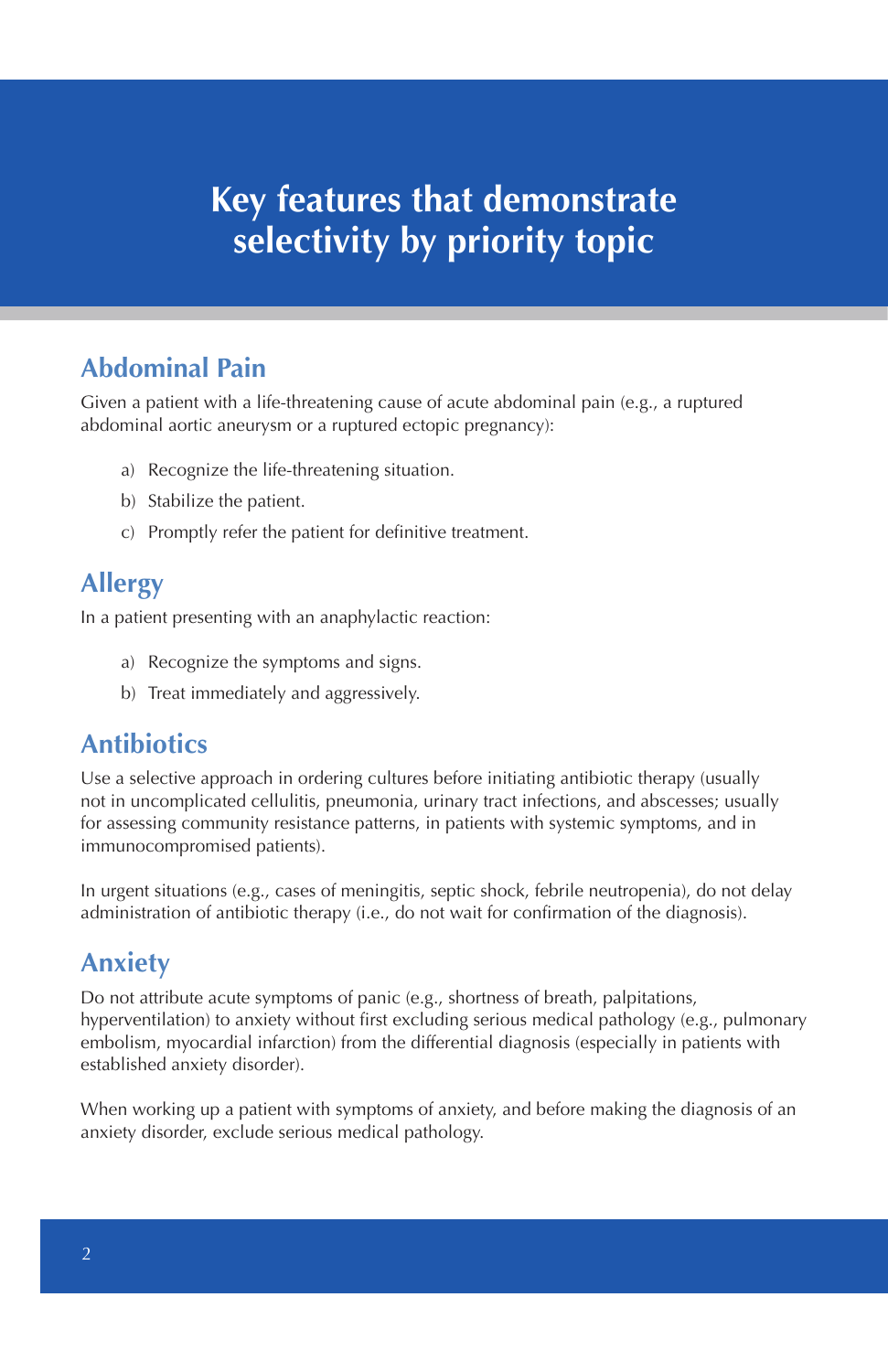# Key features that demonstrate selectivity by priority topic

## Abdominal Pain

Given a patient with a life-threatening cause of acute abdominal pain (e.g., a ruptured abdominal aortic aneurysm or a ruptured ectopic pregnancy):

a) Recognize the life-threatening situation.

b) Stabilize the patient.

c) Promptly refer the patient for definitive treatment.

## Allergy

In a patient presenting with an anaphylactic reaction:

a) Recognize the symptoms and signs.

b) Treat immediately and aggressively.

## Antibiotics

Use a selective approach in ordering cultures before initiating antibiotic therapy (usually not in uncomplicated cellulitis, pneumonia, urinary tract infections, and abscesses; usually for assessing community resistance patterns, in patients with systemic symptoms, and in immunocompromised patients).

In urgent situations (e.g., cases of meningitis, septic shock, febrile neutropenia), do not delay administration of antibiotic therapy (i.e., do not wait for confirmation of the diagnosis).

## Anxiety

Do not attribute acute symptoms of panic (e.g., shortness of breath, palpitations, hyperventilation) to anxiety without first excluding serious medical pathology (e.g., pulmonary embolism, myocardial infarction) from the differential diagnosis (especially in patients with established anxiety disorder).

When working up a patient with symptoms of anxiety, and before making the diagnosis of an anxiety disorder, exclude serious medical pathology.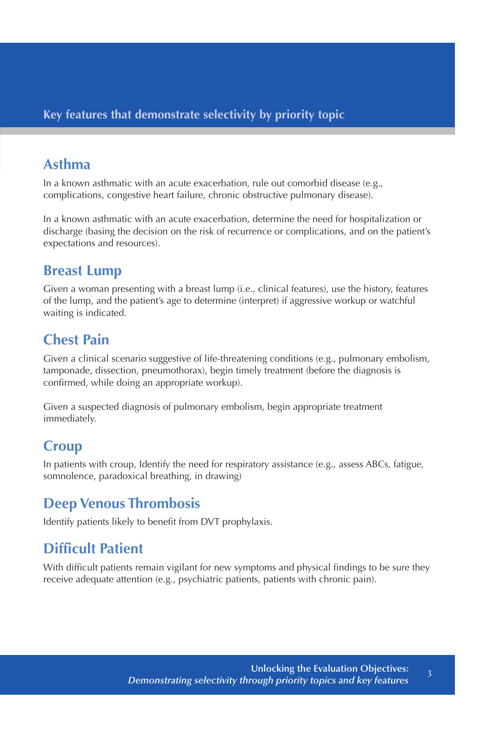## Key features that demonstrate selectivity by priority topic

### Asthma

In a known asthmatic with an acute exacerbation, rule out comorbid disease (e.g., complications, congestive heart failure, chronic obstructive pulmonary disease).

In a known asthmatic with an acute exacerbation, determine the need for hospitalization or discharge (basing the decision on the risk of recurrence or complications, and on the patient's expectations and resources).

### Breast Lump

Given a woman presenting with a breast lump (i.e., clinical features), use the history, features of the lump, and the patient's age to determine (interpret) if aggressive workup or watchful waiting is indicated.

### Chest Pain

Given a clinical scenario suggestive of life-threatening conditions (e.g., pulmonary embolism, tamponade, dissection, pneumothorax), begin timely treatment (before the diagnosis is confirmed, while doing an appropriate workup).

Given a suspected diagnosis of pulmonary embolism, begin appropriate treatment immediately.

### Croup

In patients with croup, Identify the need for respiratory assistance (e.g., assess ABCs, fatigue, somnolence, paradoxical breathing, in drawing)

### Deep Venous Thrombosis

Identify patients likely to benefit from DVT prophylaxis.

### Difficult Patient

With difficult patients remain vigilant for new symptoms and physical findings to be sure they receive adequate attention (e.g., psychiatric patients, patients with chronic pain).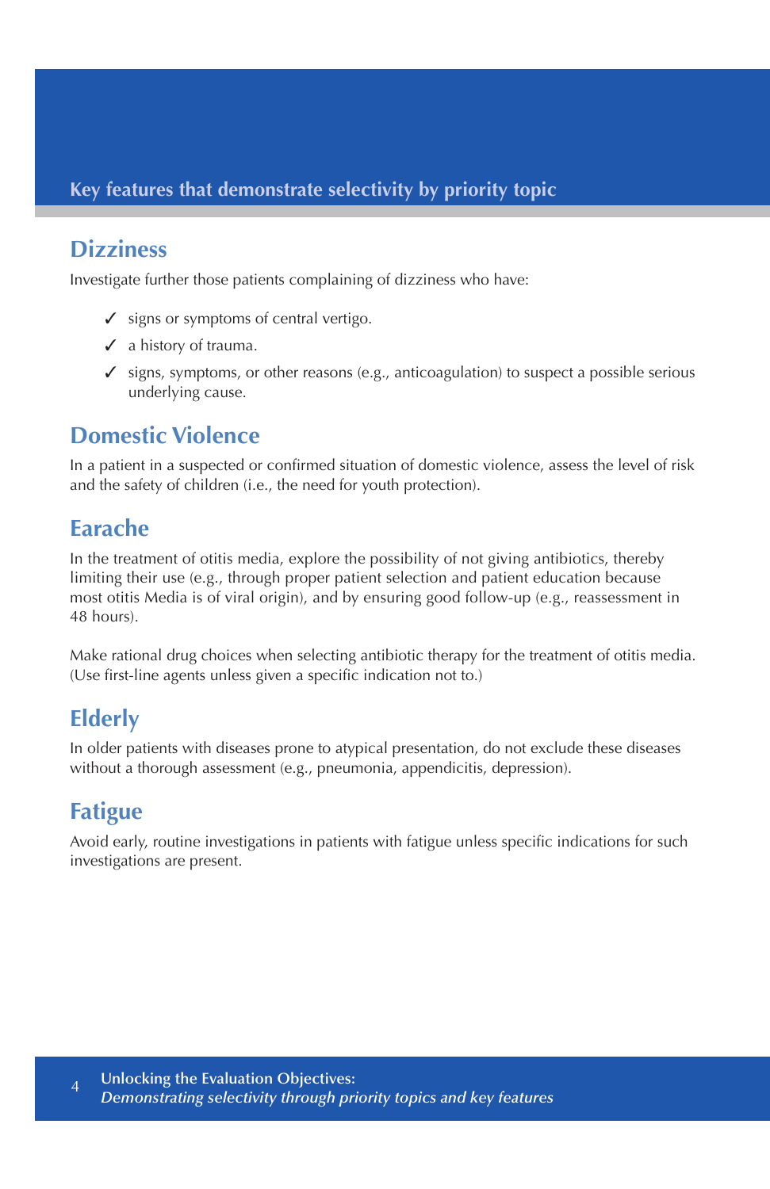## Key features that demonstrate selectivity by priority topic

### Dizziness

Investigate further those patients complaining of dizziness who have:

- ✓ signs or symptoms of central vertigo.
- ✓ a history of trauma.
- ✓ signs, symptoms, or other reasons (e.g., anticoagulation) to suspect a possible serious underlying cause.

### Domestic Violence

In a patient in a suspected or confirmed situation of domestic violence, assess the level of risk and the safety of children (i.e., the need for youth protection).

### Earache

In the treatment of otitis media, explore the possibility of not giving antibiotics, thereby limiting their use (e.g., through proper patient selection and patient education because most otitis Media is of viral origin), and by ensuring good follow-up (e.g., reassessment in 48 hours).

Make rational drug choices when selecting antibiotic therapy for the treatment of otitis media. (Use first-line agents unless given a specific indication not to.)

### Elderly

In older patients with diseases prone to atypical presentation, do not exclude these diseases without a thorough assessment (e.g., pneumonia, appendicitis, depression).

### Fatigue

Avoid early, routine investigations in patients with fatigue unless specific indications for such investigations are present.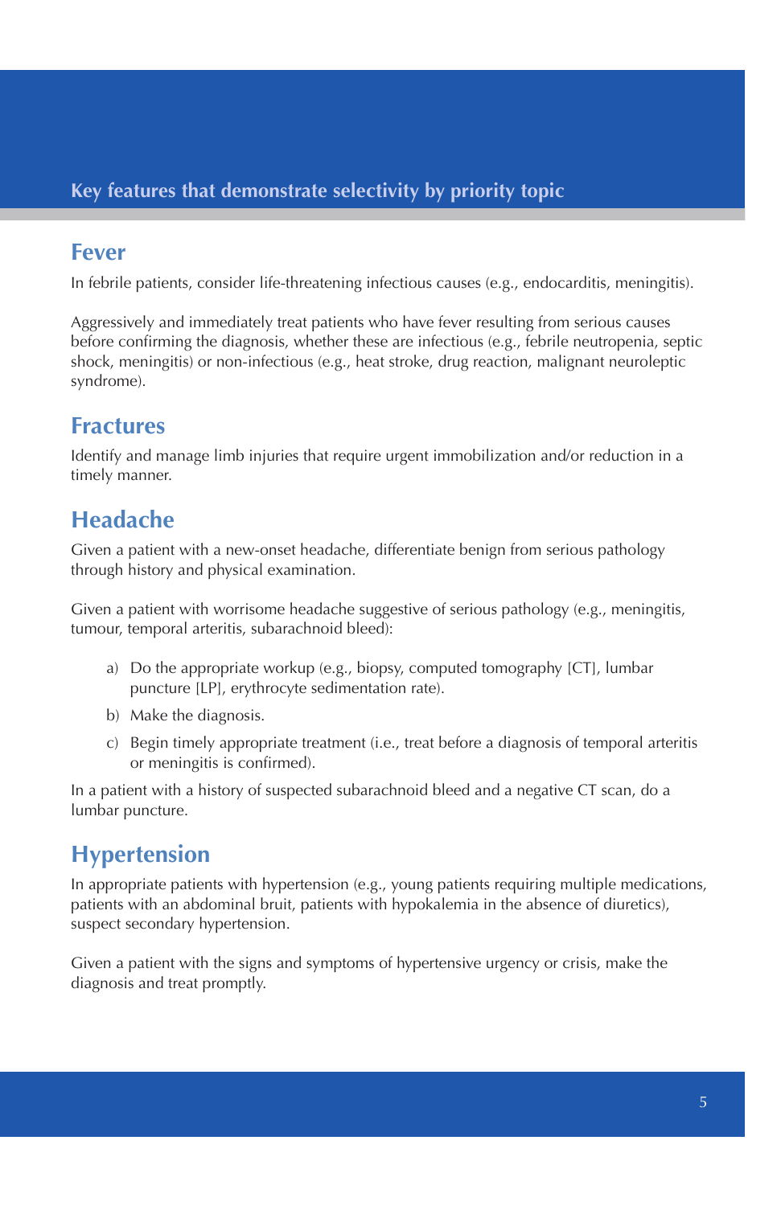## Key features that demonstrate selectivity by priority topic

### Fever

In febrile patients, consider life-threatening infectious causes (e.g., endocarditis, meningitis).

Aggressively and immediately treat patients who have fever resulting from serious causes before confirming the diagnosis, whether these are infectious (e.g., febrile neutropenia, septic shock, meningitis) or non-infectious (e.g., heat stroke, drug reaction, malignant neuroleptic syndrome).

### Fractures

Identify and manage limb injuries that require urgent immobilization and/or reduction in a timely manner.

### Headache

Given a patient with a new-onset headache, differentiate benign from serious pathology through history and physical examination.

Given a patient with worrisome headache suggestive of serious pathology (e.g., meningitis, tumour, temporal arteritis, subarachnoid bleed):

a) Do the appropriate workup (e.g., biopsy, computed tomography [CT], lumbar puncture [LP], erythrocyte sedimentation rate).
b) Make the diagnosis.
c) Begin timely appropriate treatment (i.e., treat before a diagnosis of temporal arteritis or meningitis is confirmed).

In a patient with a history of suspected subarachnoid bleed and a negative CT scan, do a lumbar puncture.

### Hypertension

In appropriate patients with hypertension (e.g., young patients requiring multiple medications, patients with an abdominal bruit, patients with hypokalemia in the absence of diuretics), suspect secondary hypertension.

Given a patient with the signs and symptoms of hypertensive urgency or crisis, make the diagnosis and treat promptly.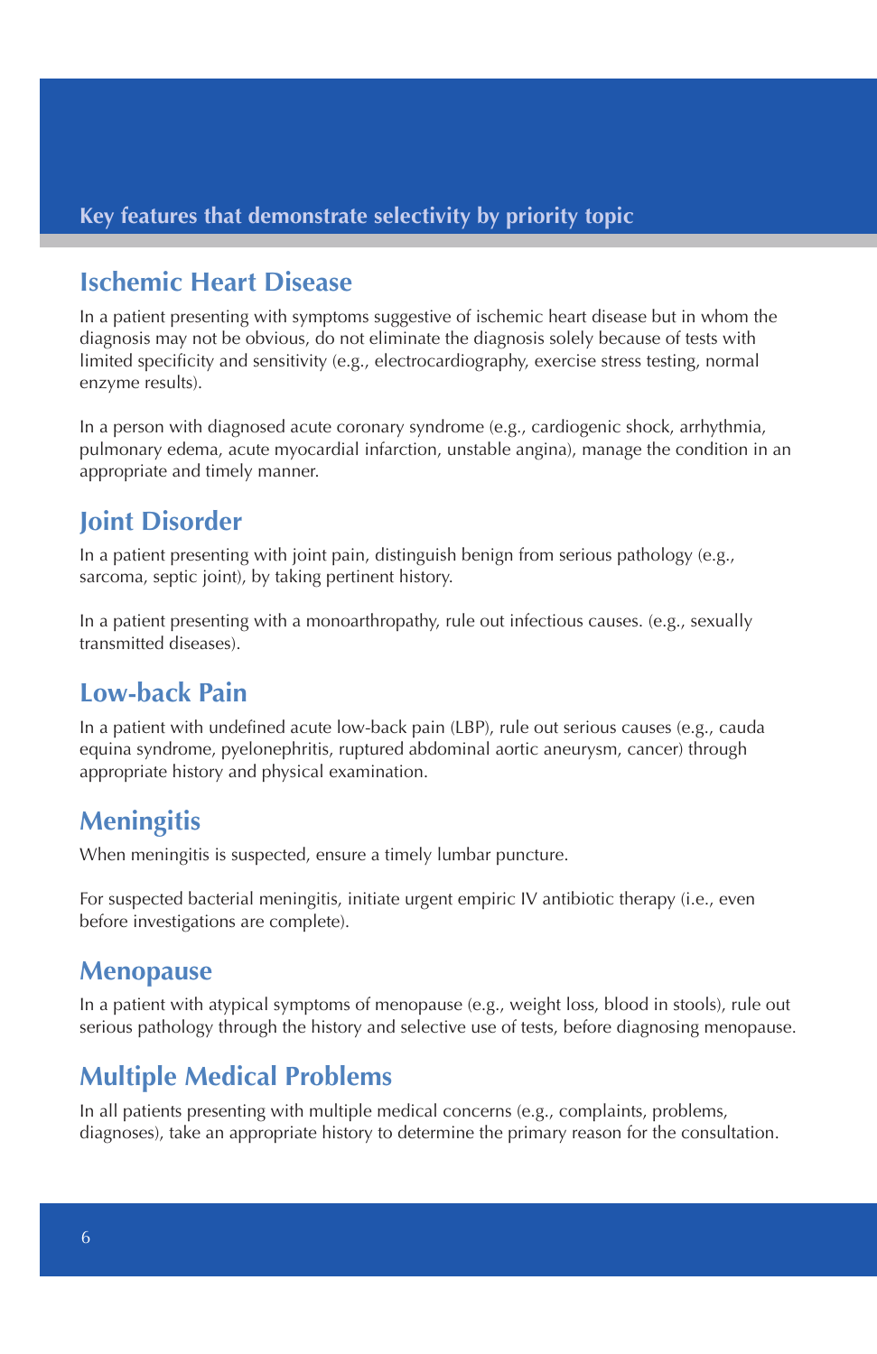## Key features that demonstrate selectivity by priority topic

### Ischemic Heart Disease

In a patient presenting with symptoms suggestive of ischemic heart disease but in whom the diagnosis may not be obvious, do not eliminate the diagnosis solely because of tests with limited specificity and sensitivity (e.g., electrocardiography, exercise stress testing, normal enzyme results).

In a person with diagnosed acute coronary syndrome (e.g., cardiogenic shock, arrhythmia, pulmonary edema, acute myocardial infarction, unstable angina), manage the condition in an appropriate and timely manner.

### Joint Disorder

In a patient presenting with joint pain, distinguish benign from serious pathology (e.g., sarcoma, septic joint), by taking pertinent history.

In a patient presenting with a monoarthropathy, rule out infectious causes. (e.g., sexually transmitted diseases).

### Low-back Pain

In a patient with undefined acute low-back pain (LBP), rule out serious causes (e.g., cauda equina syndrome, pyelonephritis, ruptured abdominal aortic aneurysm, cancer) through appropriate history and physical examination.

### Meningitis

When meningitis is suspected, ensure a timely lumbar puncture.

For suspected bacterial meningitis, initiate urgent empiric IV antibiotic therapy (i.e., even before investigations are complete).

### Menopause

In a patient with atypical symptoms of menopause (e.g., weight loss, blood in stools), rule out serious pathology through the history and selective use of tests, before diagnosing menopause.

### Multiple Medical Problems

In all patients presenting with multiple medical concerns (e.g., complaints, problems, diagnoses), take an appropriate history to determine the primary reason for the consultation.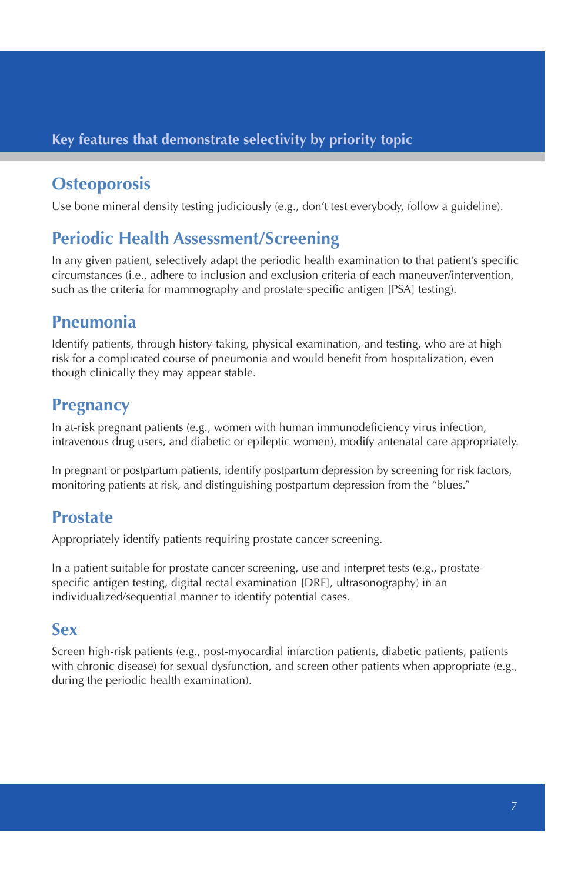## Key features that demonstrate selectivity by priority topic

### Osteoporosis

Use bone mineral density testing judiciously (e.g., don't test everybody, follow a guideline).

### Periodic Health Assessment/Screening

In any given patient, selectively adapt the periodic health examination to that patient's specific circumstances (i.e., adhere to inclusion and exclusion criteria of each maneuver/intervention, such as the criteria for mammography and prostate-specific antigen [PSA] testing).

### Pneumonia

Identify patients, through history-taking, physical examination, and testing, who are at high risk for a complicated course of pneumonia and would benefit from hospitalization, even though clinically they may appear stable.

### Pregnancy

In at-risk pregnant patients (e.g., women with human immunodeficiency virus infection, intravenous drug users, and diabetic or epileptic women), modify antenatal care appropriately.

In pregnant or postpartum patients, identify postpartum depression by screening for risk factors, monitoring patients at risk, and distinguishing postpartum depression from the "blues."

### Prostate

Appropriately identify patients requiring prostate cancer screening.

In a patient suitable for prostate cancer screening, use and interpret tests (e.g., prostate-specific antigen testing, digital rectal examination [DRE], ultrasonography) in an individualized/sequential manner to identify potential cases.

### Sex

Screen high-risk patients (e.g., post-myocardial infarction patients, diabetic patients, patients with chronic disease) for sexual dysfunction, and screen other patients when appropriate (e.g., during the periodic health examination).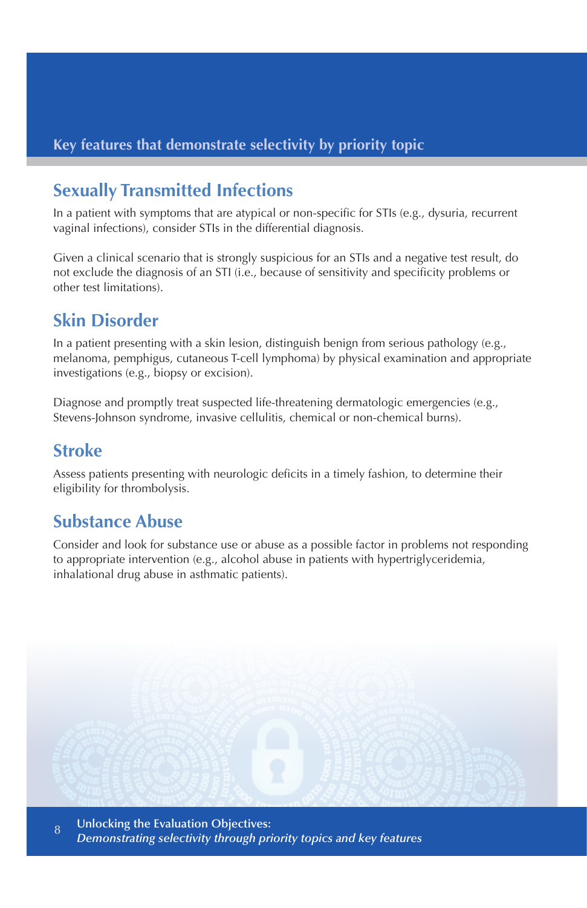## Key features that demonstrate selectivity by priority topic

### Sexually Transmitted Infections

In a patient with symptoms that are atypical or non-specific for STIs (e.g., dysuria, recurrent vaginal infections), consider STIs in the differential diagnosis.

Given a clinical scenario that is strongly suspicious for an STIs and a negative test result, do not exclude the diagnosis of an STI (i.e., because of sensitivity and specificity problems or other test limitations).

### Skin Disorder

In a patient presenting with a skin lesion, distinguish benign from serious pathology (e.g., melanoma, pemphigus, cutaneous T-cell lymphoma) by physical examination and appropriate investigations (e.g., biopsy or excision).

Diagnose and promptly treat suspected life-threatening dermatologic emergencies (e.g., Stevens-Johnson syndrome, invasive cellulitis, chemical or non-chemical burns).

### Stroke

Assess patients presenting with neurologic deficits in a timely fashion, to determine their eligibility for thrombolysis.

### Substance Abuse

Consider and look for substance use or abuse as a possible factor in problems not responding to appropriate intervention (e.g., alcohol abuse in patients with hypertriglyceridemia, inhalational drug abuse in asthmatic patients).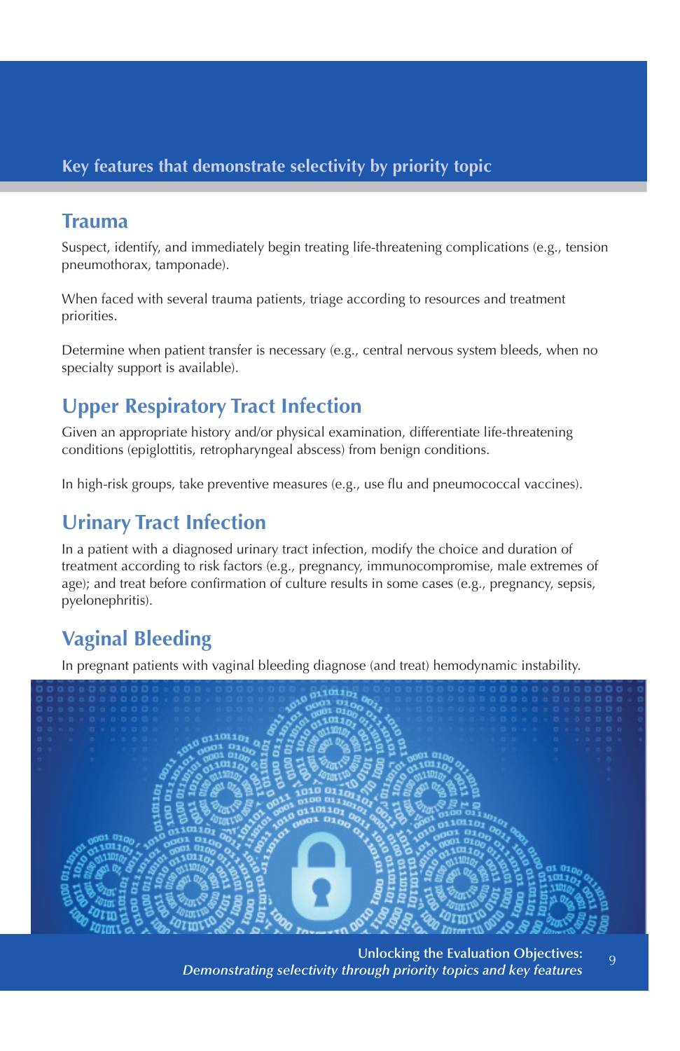## Key features that demonstrate selectivity by priority topic

### Trauma

Suspect, identify, and immediately begin treating life-threatening complications (e.g., tension pneumothorax, tamponade).

When faced with several trauma patients, triage according to resources and treatment priorities.

Determine when patient transfer is necessary (e.g., central nervous system bleeds, when no specialty support is available).

### Upper Respiratory Tract Infection

Given an appropriate history and/or physical examination, differentiate life-threatening conditions (epiglottitis, retropharyngeal abscess) from benign conditions.

In high-risk groups, take preventive measures (e.g., use flu and pneumococcal vaccines).

### Urinary Tract Infection

In a patient with a diagnosed urinary tract infection, modify the choice and duration of treatment according to risk factors (e.g., pregnancy, immunocompromise, male extremes of age); and treat before confirmation of culture results in some cases (e.g., pregnancy, sepsis, pyelonephritis).

### Vaginal Bleeding

In pregnant patients with vaginal bleeding diagnose (and treat) hemodynamic instability.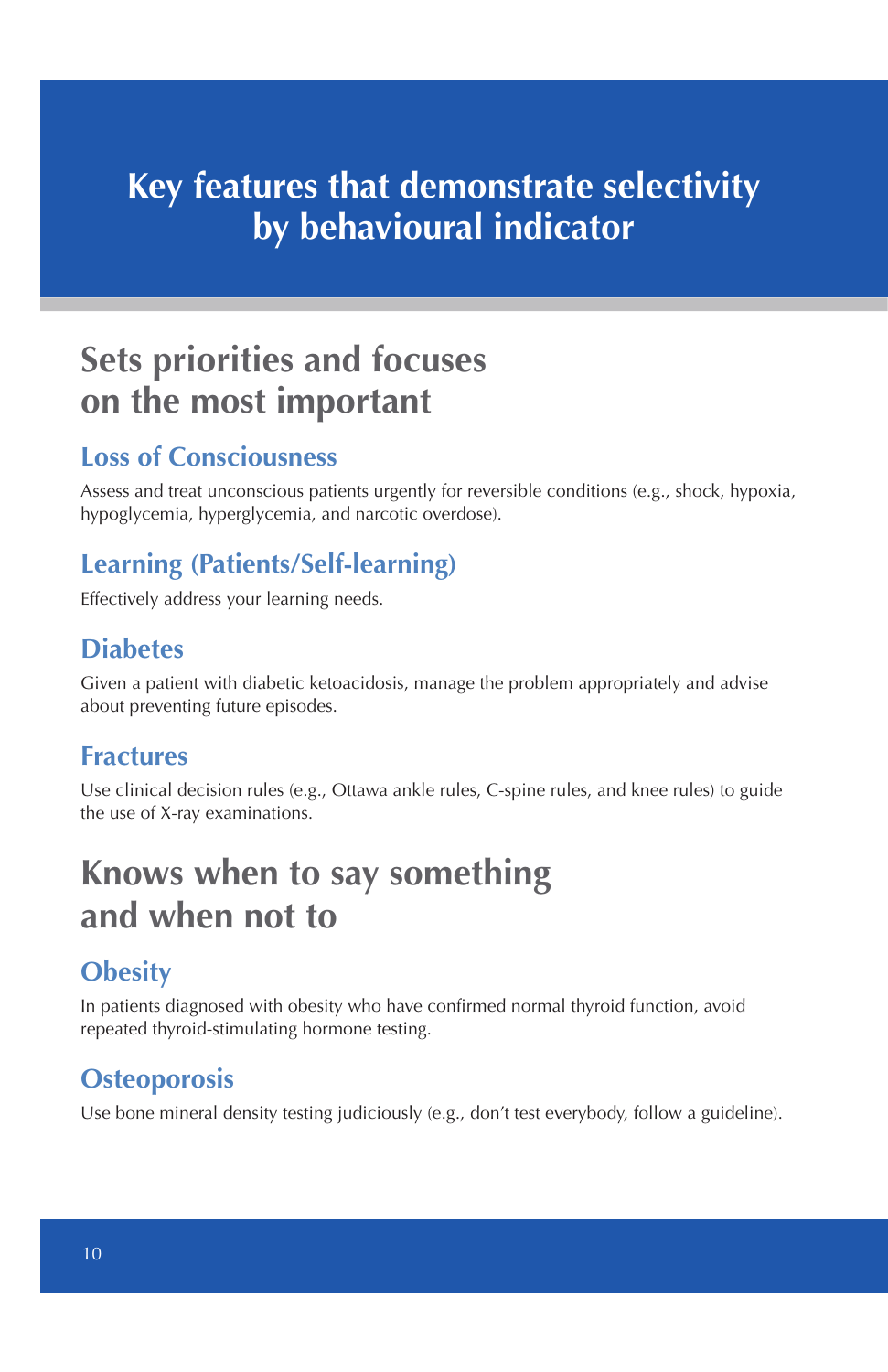# Key features that demonstrate selectivity by behavioural indicator

## Sets priorities and focuses on the most important

### Loss of Consciousness

Assess and treat unconscious patients urgently for reversible conditions (e.g., shock, hypoxia, hypoglycemia, hyperglycemia, and narcotic overdose).

### Learning (Patients/Self-learning)

Effectively address your learning needs.

### Diabetes

Given a patient with diabetic ketoacidosis, manage the problem appropriately and advise about preventing future episodes.

### Fractures

Use clinical decision rules (e.g., Ottawa ankle rules, C-spine rules, and knee rules) to guide the use of X-ray examinations.

## Knows when to say something and when not to

### Obesity

In patients diagnosed with obesity who have confirmed normal thyroid function, avoid repeated thyroid-stimulating hormone testing.

### Osteoporosis

Use bone mineral density testing judiciously (e.g., don't test everybody, follow a guideline).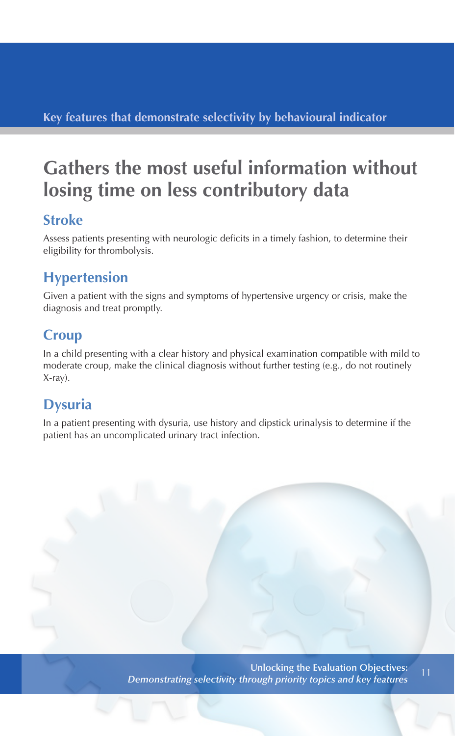Key features that demonstrate selectivity by behavioural indicator

# Gathers the most useful information without losing time on less contributory data

## Stroke

Assess patients presenting with neurologic deficits in a timely fashion, to determine their eligibility for thrombolysis.

## Hypertension

Given a patient with the signs and symptoms of hypertensive urgency or crisis, make the diagnosis and treat promptly.

## Croup

In a child presenting with a clear history and physical examination compatible with mild to moderate croup, make the clinical diagnosis without further testing (e.g., do not routinely X-ray).

## Dysuria

In a patient presenting with dysuria, use history and dipstick urinalysis to determine if the patient has an uncomplicated urinary tract infection.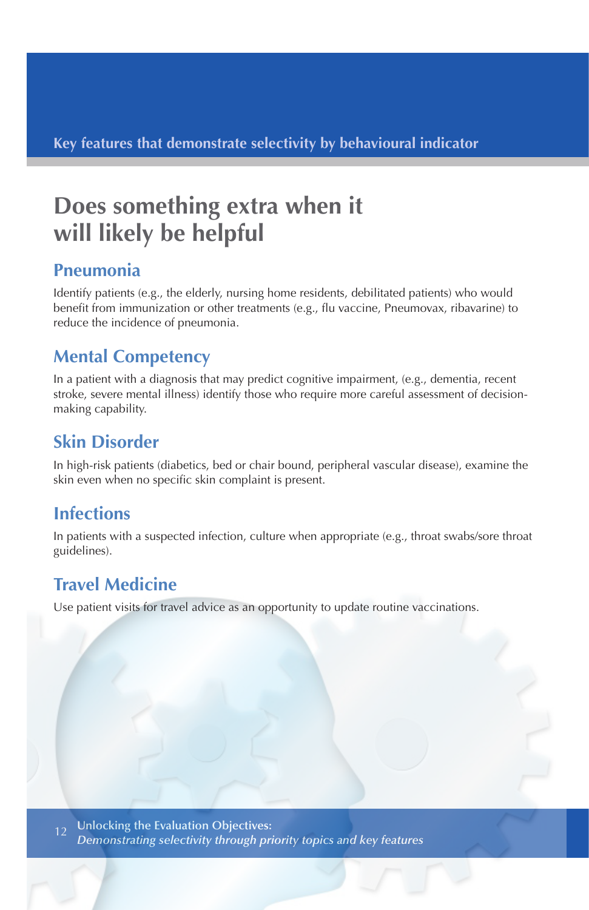Key features that demonstrate selectivity by behavioural indicator

# Does something extra when it will likely be helpful

## Pneumonia

Identify patients (e.g., the elderly, nursing home residents, debilitated patients) who would benefit from immunization or other treatments (e.g., flu vaccine, Pneumovax, ribavarine) to reduce the incidence of pneumonia.

## Mental Competency

In a patient with a diagnosis that may predict cognitive impairment, (e.g., dementia, recent stroke, severe mental illness) identify those who require more careful assessment of decision-making capability.

## Skin Disorder

In high-risk patients (diabetics, bed or chair bound, peripheral vascular disease), examine the skin even when no specific skin complaint is present.

## Infections

In patients with a suspected infection, culture when appropriate (e.g., throat swabs/sore throat guidelines).

## Travel Medicine

Use patient visits for travel advice as an opportunity to update routine vaccinations.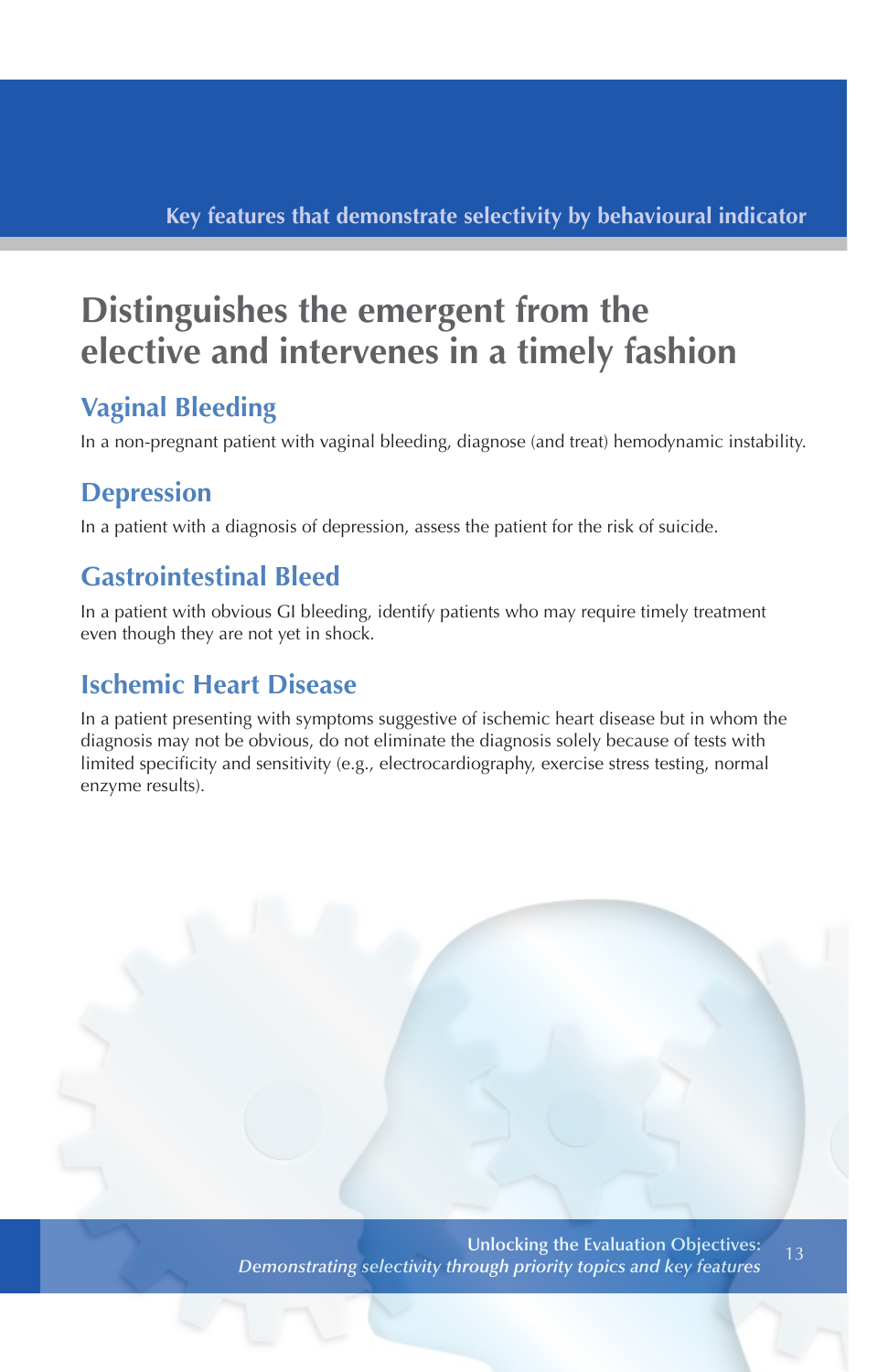Key features that demonstrate selectivity by behavioural indicator

# Distinguishes the emergent from the elective and intervenes in a timely fashion

## Vaginal Bleeding

In a non-pregnant patient with vaginal bleeding, diagnose (and treat) hemodynamic instability.

## Depression

In a patient with a diagnosis of depression, assess the patient for the risk of suicide.

## Gastrointestinal Bleed

In a patient with obvious GI bleeding, identify patients who may require timely treatment even though they are not yet in shock.

## Ischemic Heart Disease

In a patient presenting with symptoms suggestive of ischemic heart disease but in whom the diagnosis may not be obvious, do not eliminate the diagnosis solely because of tests with limited specificity and sensitivity (e.g., electrocardiography, exercise stress testing, normal enzyme results).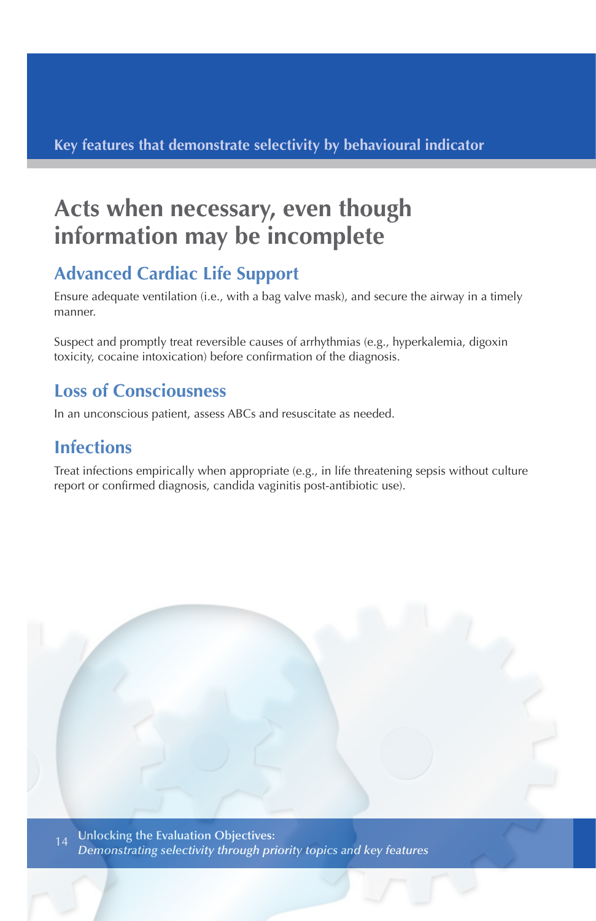Key features that demonstrate selectivity by behavioural indicator

# Acts when necessary, even though information may be incomplete

## Advanced Cardiac Life Support

Ensure adequate ventilation (i.e., with a bag valve mask), and secure the airway in a timely manner.

Suspect and promptly treat reversible causes of arrhythmias (e.g., hyperkalemia, digoxin toxicity, cocaine intoxication) before confirmation of the diagnosis.

## Loss of Consciousness

In an unconscious patient, assess ABCs and resuscitate as needed.

## Infections

Treat infections empirically when appropriate (e.g., in life threatening sepsis without culture report or confirmed diagnosis, candida vaginitis post-antibiotic use).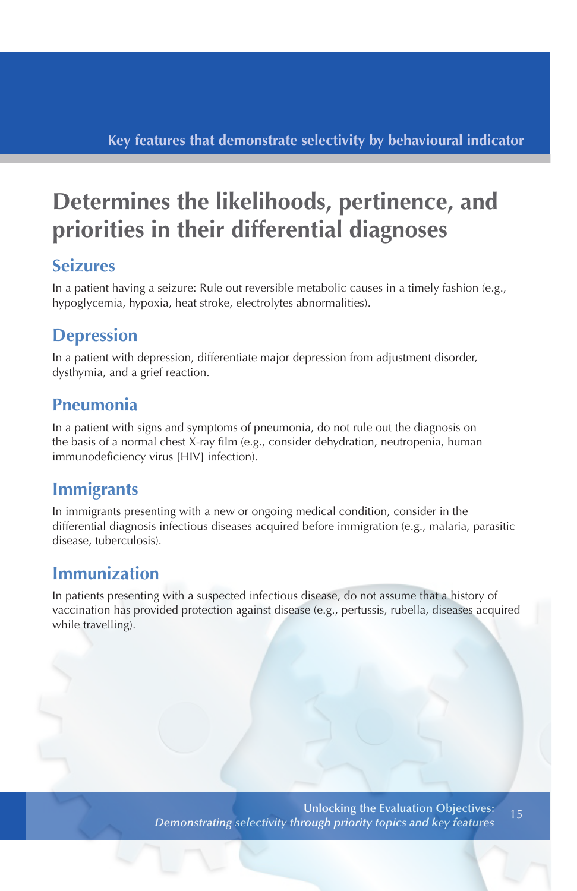Key features that demonstrate selectivity by behavioural indicator

# Determines the likelihoods, pertinence, and priorities in their differential diagnoses

## Seizures

In a patient having a seizure: Rule out reversible metabolic causes in a timely fashion (e.g., hypoglycemia, hypoxia, heat stroke, electrolytes abnormalities).

## Depression

In a patient with depression, differentiate major depression from adjustment disorder, dysthymia, and a grief reaction.

## Pneumonia

In a patient with signs and symptoms of pneumonia, do not rule out the diagnosis on the basis of a normal chest X-ray film (e.g., consider dehydration, neutropenia, human immunodeficiency virus [HIV] infection).

## Immigrants

In immigrants presenting with a new or ongoing medical condition, consider in the differential diagnosis infectious diseases acquired before immigration (e.g., malaria, parasitic disease, tuberculosis).

## Immunization

In patients presenting with a suspected infectious disease, do not assume that a history of vaccination has provided protection against disease (e.g., pertussis, rubella, diseases acquired while travelling).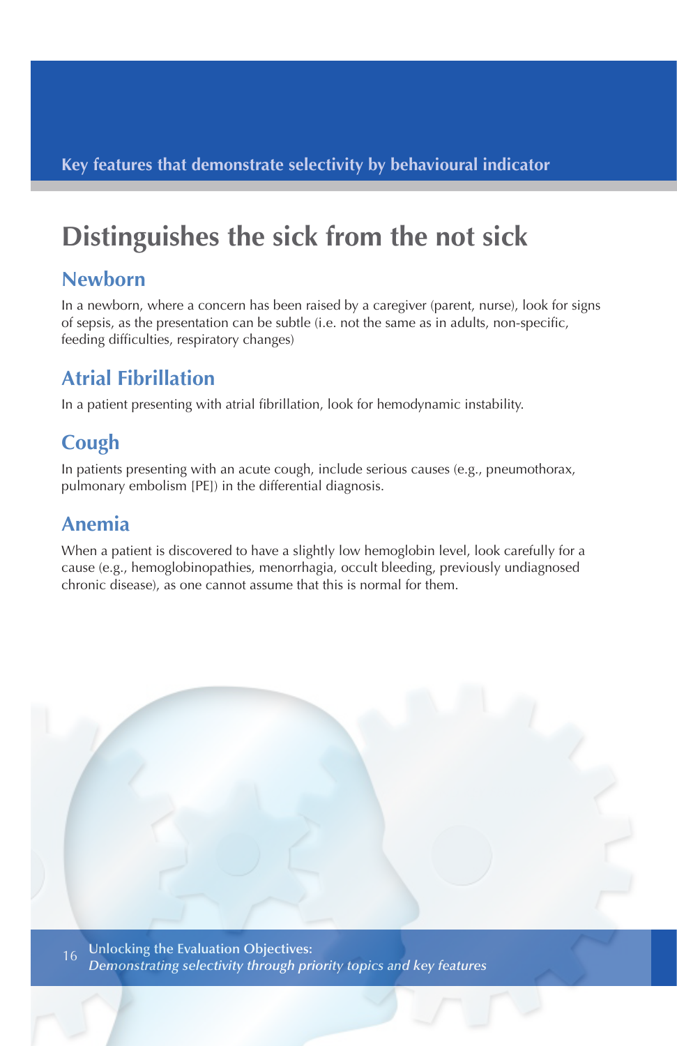Key features that demonstrate selectivity by behavioural indicator

# Distinguishes the sick from the not sick

## Newborn

In a newborn, where a concern has been raised by a caregiver (parent, nurse), look for signs of sepsis, as the presentation can be subtle (i.e. not the same as in adults, non-specific, feeding difficulties, respiratory changes)

## Atrial Fibrillation

In a patient presenting with atrial fibrillation, look for hemodynamic instability.

## Cough

In patients presenting with an acute cough, include serious causes (e.g., pneumothorax, pulmonary embolism [PE]) in the differential diagnosis.

## Anemia

When a patient is discovered to have a slightly low hemoglobin level, look carefully for a cause (e.g., hemoglobinopathies, menorrhagia, occult bleeding, previously undiagnosed chronic disease), as one cannot assume that this is normal for them.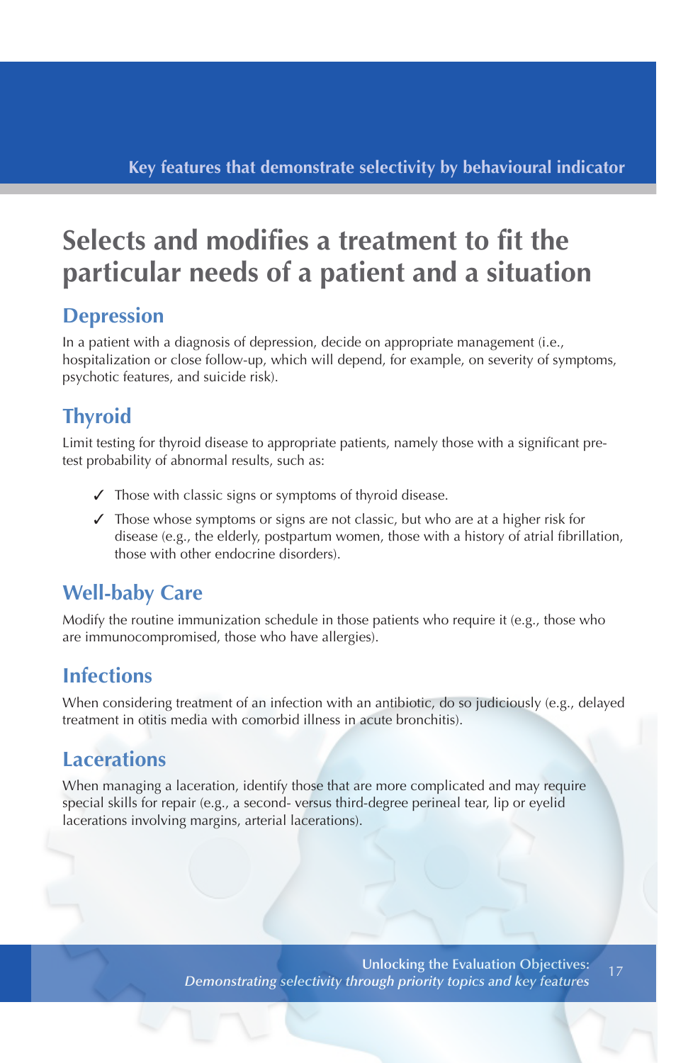Key features that demonstrate selectivity by behavioural indicator

# Selects and modifies a treatment to fit the particular needs of a patient and a situation

## Depression

In a patient with a diagnosis of depression, decide on appropriate management (i.e., hospitalization or close follow-up, which will depend, for example, on severity of symptoms, psychotic features, and suicide risk).

## Thyroid

Limit testing for thyroid disease to appropriate patients, namely those with a significant pre-test probability of abnormal results, such as:

- ✓ Those with classic signs or symptoms of thyroid disease.
- ✓ Those whose symptoms or signs are not classic, but who are at a higher risk for disease (e.g., the elderly, postpartum women, those with a history of atrial fibrillation, those with other endocrine disorders).

## Well-baby Care

Modify the routine immunization schedule in those patients who require it (e.g., those who are immunocompromised, those who have allergies).

## Infections

When considering treatment of an infection with an antibiotic, do so judiciously (e.g., delayed treatment in otitis media with comorbid illness in acute bronchitis).

## Lacerations

When managing a laceration, identify those that are more complicated and may require special skills for repair (e.g., a second- versus third-degree perineal tear, lip or eyelid lacerations involving margins, arterial lacerations).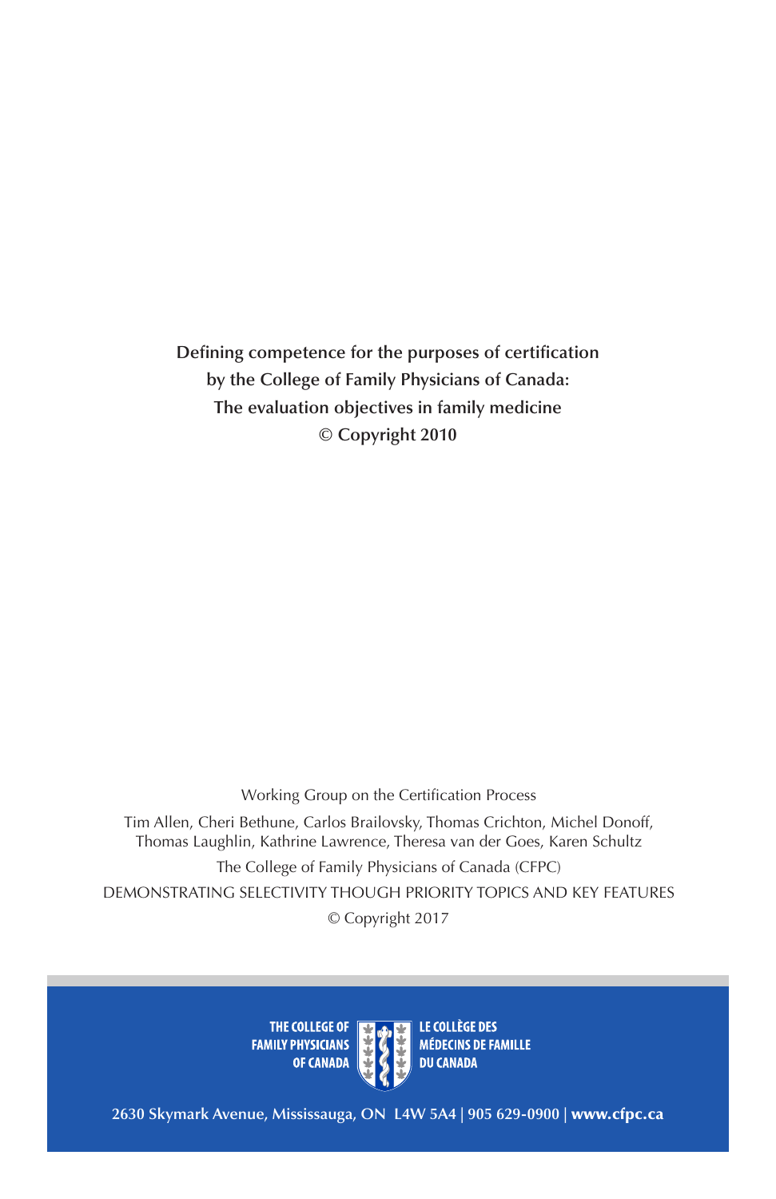**Defining competence for the purposes of certification by the College of Family Physicians of Canada: The evaluation objectives in family medicine © Copyright 2010**

Working Group on the Certification Process

Tim Allen, Cheri Bethune, Carlos Brailovsky, Thomas Crichton, Michel Donoff, Thomas Laughlin, Kathrine Lawrence, Theresa van der Goes, Karen Schultz

The College of Family Physicians of Canada (CFPC)

DEMONSTRATING SELECTIVITY THOUGH PRIORITY TOPICS AND KEY FEATURES

© Copyright 2017

THE COLLEGE OF FAMILY PHYSICIANS OF CANADA

LE COLLÈGE DES MÉDECINS DE FAMILLE DU CANADA

**2630 Skymark Avenue, Mississauga, ON L4W 5A4 | 905 629-0900 | www.cfpc.ca**